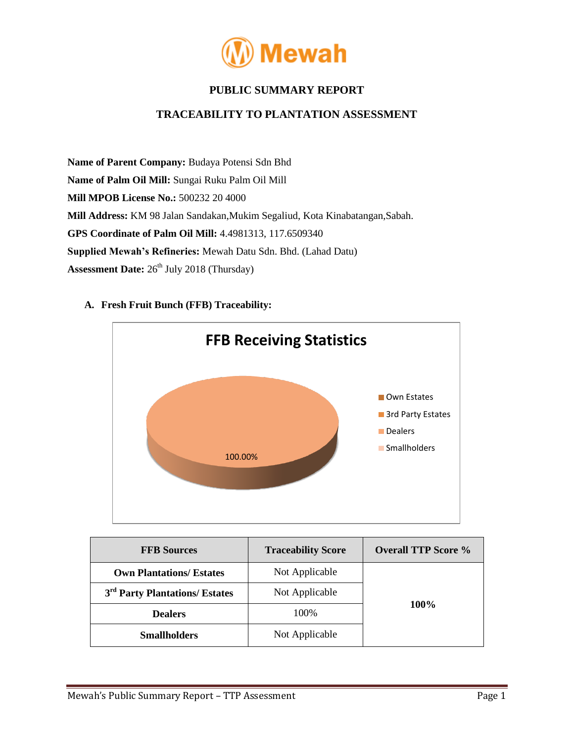Mewah

# PUBLIC SUMMARY REPORT

## TRACEABILITY TO PLANTATION ASSESSMENT

**Name of Parent Company:** Budaya Potensi Sdn Bhd

**Name of Palm Oil Mill:** Sungai Ruku Palm Oil Mill

**Mill MPOB License No.:** 500232 20 4000

**Mill Address:** KM 98 Jalan Sandakan,Mukim Segaliud, Kota Kinabatangan,Sabah.

**GPS Coordinate of Palm Oil Mill:** 4.4981313, 117.6509340

**Supplied Mewah's Refineries:** Mewah Datu Sdn. Bhd. (Lahad Datu)

**Assessment Date:** 26th July 2018 (Thursday)

### A. Fresh Fruit Bunch (FFB) Traceability:

**FFB Receiving Statistics**

- Own Estates
- 3rd Party Estates
- Dealers: 100.00%
- Smallholders

| FFB Sources | Traceability Score | Overall TTP Score % |
|---|---|---|
| **Own Plantations/ Estates** | Not Applicable | **100%** |
| **3rd Party Plantations/ Estates** | Not Applicable | |
| **Dealers** | 100% | |
| **Smallholders** | Not Applicable | |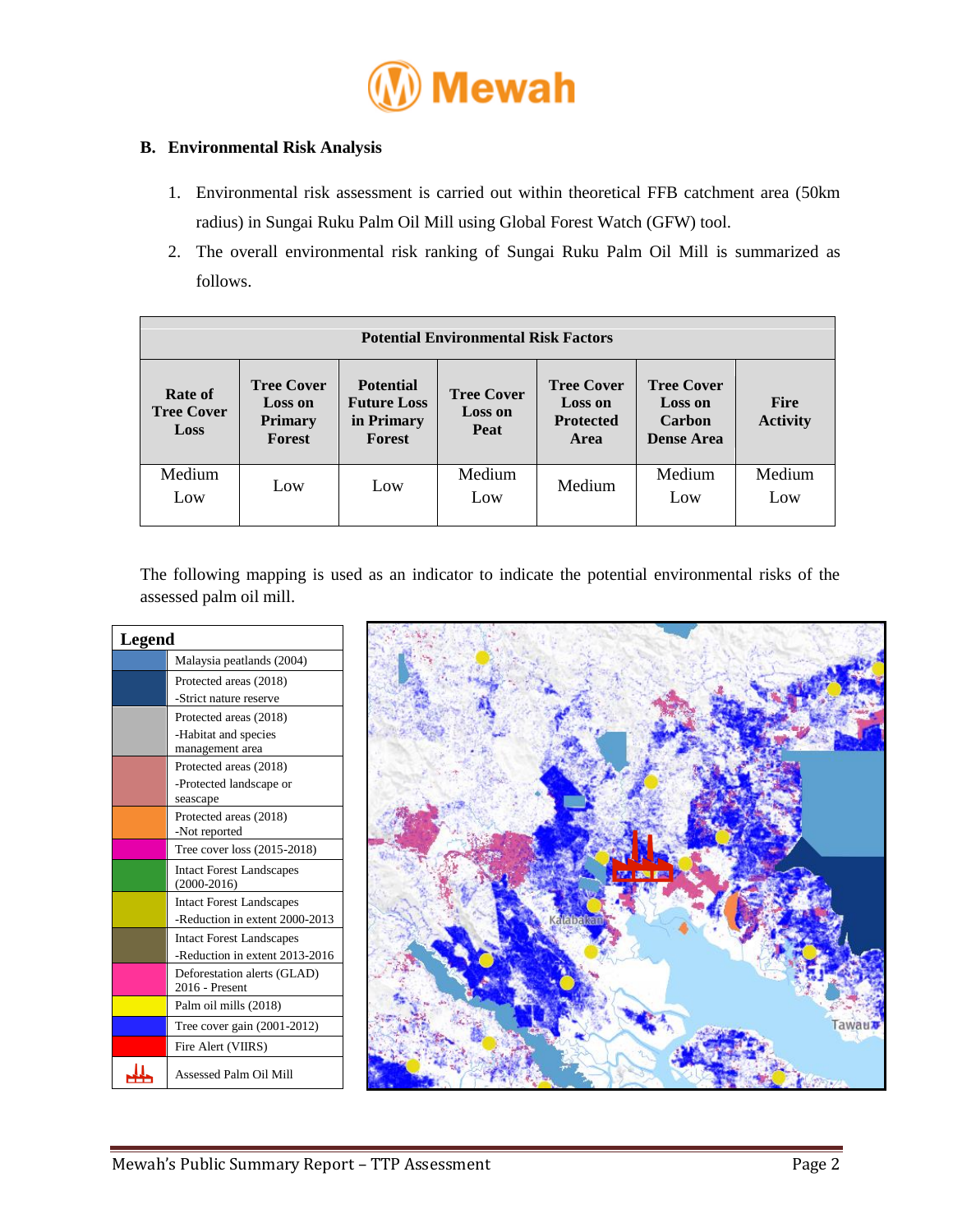## B. Environmental Risk Analysis

1. Environmental risk assessment is carried out within theoretical FFB catchment area (50km radius) in Sungai Ruku Palm Oil Mill using Global Forest Watch (GFW) tool.
2. The overall environmental risk ranking of Sungai Ruku Palm Oil Mill is summarized as follows.

| Potential Environmental Risk Factors | | | | | | |
|---|---|---|---|---|---|---|
| **Rate of Tree Cover Loss** | **Tree Cover Loss on Primary Forest** | **Potential Future Loss in Primary Forest** | **Tree Cover Loss on Peat** | **Tree Cover Loss on Protected Area** | **Tree Cover Loss on Carbon Dense Area** | **Fire Activity** |
| Medium Low | Low | Low | Medium Low | Medium | Medium Low | Medium Low |

The following mapping is used as an indicator to indicate the potential environmental risks of the assessed palm oil mill.

| Legend | |
|---|---|
| | Malaysia peatlands (2004) |
| | Protected areas (2018) -Strict nature reserve |
| | Protected areas (2018) -Habitat and species management area |
| | Protected areas (2018) -Protected landscape or seascape |
| | Protected areas (2018) -Not reported |
| | Tree cover loss (2015-2018) |
| | Intact Forest Landscapes (2000-2016) |
| | Intact Forest Landscapes -Reduction in extent 2000-2013 |
| | Intact Forest Landscapes -Reduction in extent 2013-2016 |
| | Deforestation alerts (GLAD) 2016 - Present |
| | Palm oil mills (2018) |
| | Tree cover gain (2001-2012) |
| | Fire Alert (VIIRS) |
| | Assessed Palm Oil Mill |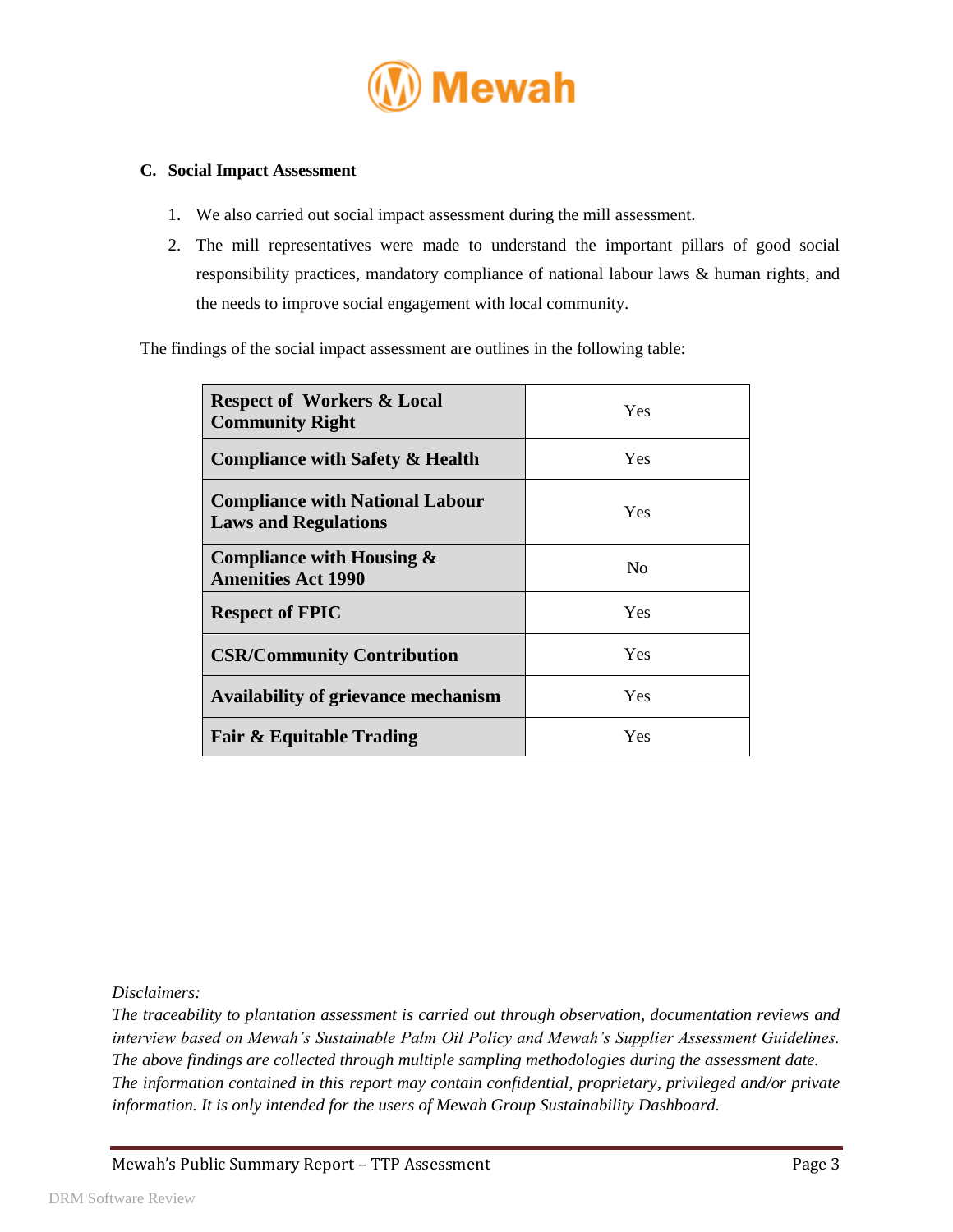### C. Social Impact Assessment

1. We also carried out social impact assessment during the mill assessment.
2. The mill representatives were made to understand the important pillars of good social responsibility practices, mandatory compliance of national labour laws & human rights, and the needs to improve social engagement with local community.

The findings of the social impact assessment are outlines in the following table:

| | |
|---|---|
| **Respect of Workers & Local Community Right** | Yes |
| **Compliance with Safety & Health** | Yes |
| **Compliance with National Labour Laws and Regulations** | Yes |
| **Compliance with Housing & Amenities Act 1990** | No |
| **Respect of FPIC** | Yes |
| **CSR/Community Contribution** | Yes |
| **Availability of grievance mechanism** | Yes |
| **Fair & Equitable Trading** | Yes |

*Disclaimers:*
*The traceability to plantation assessment is carried out through observation, documentation reviews and interview based on Mewah's Sustainable Palm Oil Policy and Mewah's Supplier Assessment Guidelines. The above findings are collected through multiple sampling methodologies during the assessment date. The information contained in this report may contain confidential, proprietary, privileged and/or private information. It is only intended for the users of Mewah Group Sustainability Dashboard.*